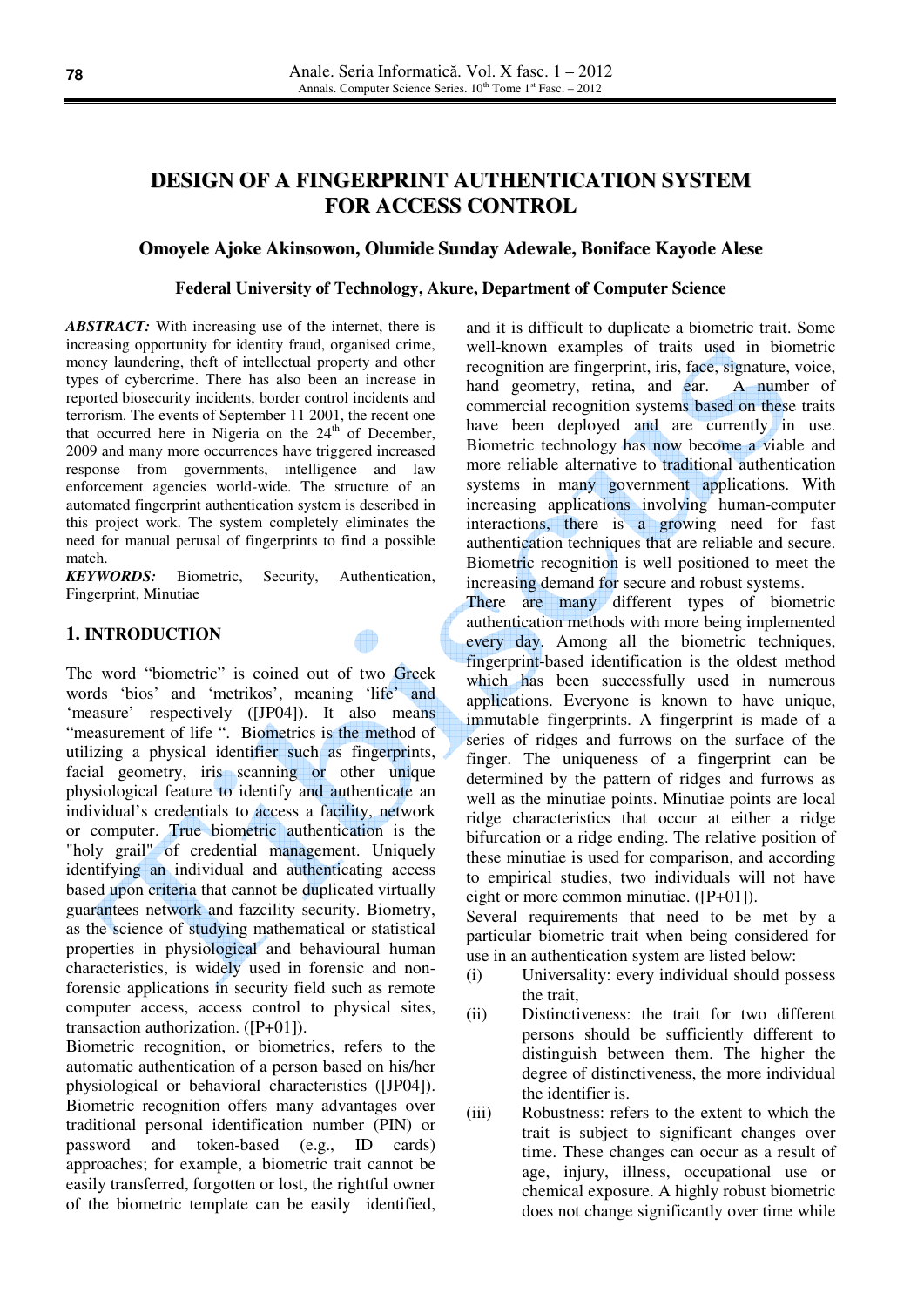# DESIGN OF A FINGERPRINT AUTHENTICATION SYSTEM FOR ACCESS CONTROL

**Omoyele Ajoke Akinsowon, Olumide Sunday Adewale, Boniface Kayode Alese**

**Federal University of Technology, Akure, Department of Computer Science**

***ABSTRACT:*** With increasing use of the internet, there is increasing opportunity for identity fraud, organised crime, money laundering, theft of intellectual property and other types of cybercrime. There has also been an increase in reported biosecurity incidents, border control incidents and terrorism. The events of September 11 2001, the recent one that occurred here in Nigeria on the 24th of December, 2009 and many more occurrences have triggered increased response from governments, intelligence and law enforcement agencies world-wide. The structure of an automated fingerprint authentication system is described in this project work. The system completely eliminates the need for manual perusal of fingerprints to find a possible match.

***KEYWORDS:*** Biometric, Security, Authentication, Fingerprint, Minutiae

## 1. INTRODUCTION

The word "biometric" is coined out of two Greek words 'bios' and 'metrikos', meaning 'life' and 'measure' respectively ([JP04]). It also means "measurement of life ". Biometrics is the method of utilizing a physical identifier such as fingerprints, facial geometry, iris scanning or other unique physiological feature to identify and authenticate an individual's credentials to access a facility, network or computer. True biometric authentication is the "holy grail" of credential management. Uniquely identifying an individual and authenticating access based upon criteria that cannot be duplicated virtually guarantees network and fazcility security. Biometry, as the science of studying mathematical or statistical properties in physiological and behavioural human characteristics, is widely used in forensic and non-forensic applications in security field such as remote computer access, access control to physical sites, transaction authorization. ([P+01]).

Biometric recognition, or biometrics, refers to the automatic authentication of a person based on his/her physiological or behavioral characteristics ([JP04]). Biometric recognition offers many advantages over traditional personal identification number (PIN) or password and token-based (e.g., ID cards) approaches; for example, a biometric trait cannot be easily transferred, forgotten or lost, the rightful owner of the biometric template can be easily identified, and it is difficult to duplicate a biometric trait. Some well-known examples of traits used in biometric recognition are fingerprint, iris, face, signature, voice, hand geometry, retina, and ear. A number of commercial recognition systems based on these traits have been deployed and are currently in use. Biometric technology has now become a viable and more reliable alternative to traditional authentication systems in many government applications. With increasing applications involving human-computer interactions, there is a growing need for fast authentication techniques that are reliable and secure. Biometric recognition is well positioned to meet the increasing demand for secure and robust systems.

There are many different types of biometric authentication methods with more being implemented every day. Among all the biometric techniques, fingerprint-based identification is the oldest method which has been successfully used in numerous applications. Everyone is known to have unique, immutable fingerprints. A fingerprint is made of a series of ridges and furrows on the surface of the finger. The uniqueness of a fingerprint can be determined by the pattern of ridges and furrows as well as the minutiae points. Minutiae points are local ridge characteristics that occur at either a ridge bifurcation or a ridge ending. The relative position of these minutiae is used for comparison, and according to empirical studies, two individuals will not have eight or more common minutiae. ([P+01]).

Several requirements that need to be met by a particular biometric trait when being considered for use in an authentication system are listed below:

(i) Universality: every individual should possess the trait,

(ii) Distinctiveness: the trait for two different persons should be sufficiently different to distinguish between them. The higher the degree of distinctiveness, the more individual the identifier is.

(iii) Robustness: refers to the extent to which the trait is subject to significant changes over time. These changes can occur as a result of age, injury, illness, occupational use or chemical exposure. A highly robust biometric does not change significantly over time while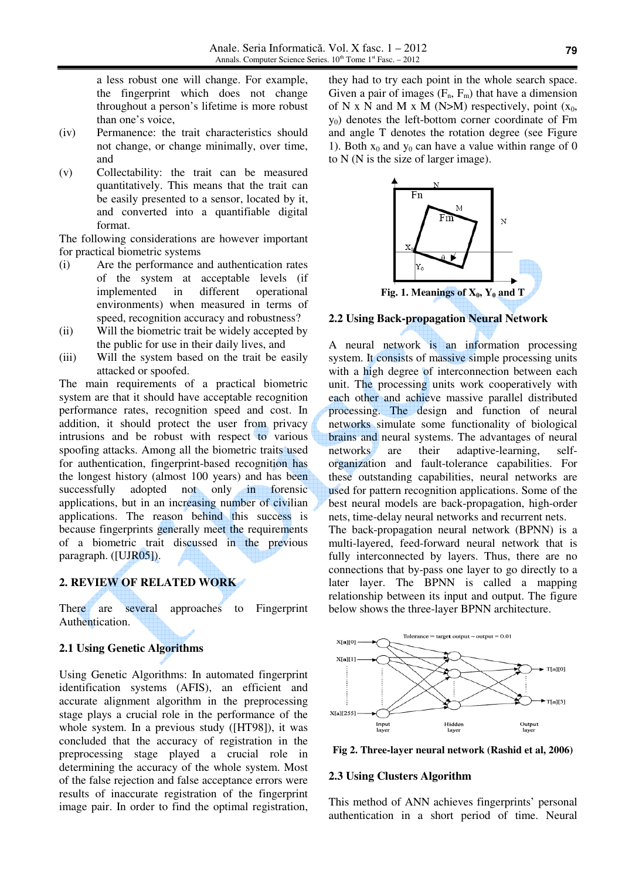a less robust one will change. For example, the fingerprint which does not change throughout a person's lifetime is more robust than one's voice,

(iv) Permanence: the trait characteristics should not change, or change minimally, over time, and

(v) Collectability: the trait can be measured quantitatively. This means that the trait can be easily presented to a sensor, located by it, and converted into a quantifiable digital format.

The following considerations are however important for practical biometric systems

(i) Are the performance and authentication rates of the system at acceptable levels (if implemented in different operational environments) when measured in terms of speed, recognition accuracy and robustness?

(ii) Will the biometric trait be widely accepted by the public for use in their daily lives, and

(iii) Will the system based on the trait be easily attacked or spoofed.

The main requirements of a practical biometric system are that it should have acceptable recognition performance rates, recognition speed and cost. In addition, it should protect the user from privacy intrusions and be robust with respect to various spoofing attacks. Among all the biometric traits used for authentication, fingerprint-based recognition has the longest history (almost 100 years) and has been successfully adopted not only in forensic applications, but in an increasing number of civilian applications. The reason behind this success is because fingerprints generally meet the requirements of a biometric trait discussed in the previous paragraph. ([UJR05]).

## 2. REVIEW OF RELATED WORK

There are several approaches to Fingerprint Authentication.

### 2.1 Using Genetic Algorithms

Using Genetic Algorithms: In automated fingerprint identification systems (AFIS), an efficient and accurate alignment algorithm in the preprocessing stage plays a crucial role in the performance of the whole system. In a previous study ([HT98]), it was concluded that the accuracy of registration in the preprocessing stage played a crucial role in determining the accuracy of the whole system. Most of the false rejection and false acceptance errors were results of inaccurate registration of the fingerprint image pair. In order to find the optimal registration, they had to try each point in the whole search space. Given a pair of images ($F_n$, $F_m$) that have a dimension of N x N and M x M (N>M) respectively, point ($x_0$, $y_0$) denotes the left-bottom corner coordinate of Fm and angle T denotes the rotation degree (see Figure 1). Both $x_0$ and $y_0$ can have a value within range of 0 to N (N is the size of larger image).

**Fig. 1. Meanings of $X_0$, $Y_0$ and T**

### 2.2 Using Back-propagation Neural Network

A neural network is an information processing system. It consists of massive simple processing units with a high degree of interconnection between each unit. The processing units work cooperatively with each other and achieve massive parallel distributed processing. The design and function of neural networks simulate some functionality of biological brains and neural systems. The advantages of neural networks are their adaptive-learning, self-organization and fault-tolerance capabilities. For these outstanding capabilities, neural networks are used for pattern recognition applications. Some of the best neural models are back-propagation, high-order nets, time-delay neural networks and recurrent nets.

The back-propagation neural network (BPNN) is a multi-layered, feed-forward neural network that is fully interconnected by layers. Thus, there are no connections that by-pass one layer to go directly to a later layer. The BPNN is called a mapping relationship between its input and output. The figure below shows the three-layer BPNN architecture.

**Fig 2. Three-layer neural network (Rashid et al, 2006)**

### 2.3 Using Clusters Algorithm

This method of ANN achieves fingerprints' personal authentication in a short period of time. Neural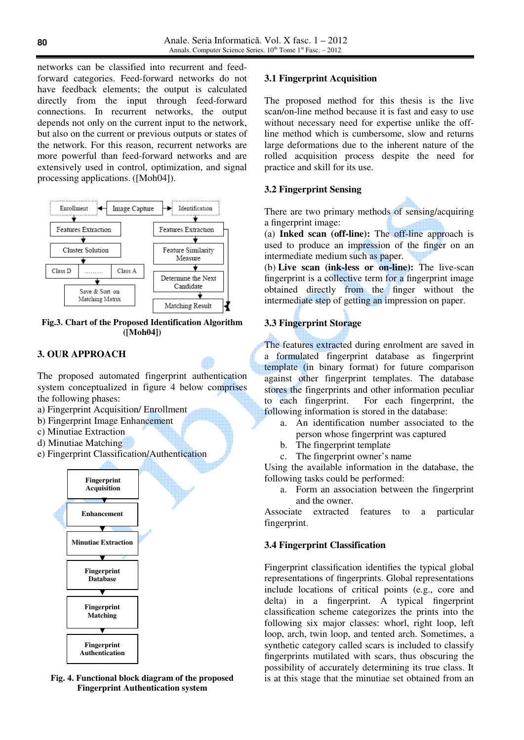networks can be classified into recurrent and feed-forward categories. Feed-forward networks do not have feedback elements; the output is calculated directly from the input through feed-forward connections. In recurrent networks, the output depends not only on the current input to the network, but also on the current or previous outputs or states of the network. For this reason, recurrent networks are more powerful than feed-forward networks and are extensively used in control, optimization, and signal processing applications. ([Moh04]).

**Fig.3. Chart of the Proposed Identification Algorithm ([Moh04])**

## 3. OUR APPROACH

The proposed automated fingerprint authentication system conceptualized in figure 4 below comprises the following phases:

a) Fingerprint Acquisition/ Enrollment
b) Fingerprint Image Enhancement
c) Minutiae Extraction
d) Minutiae Matching
e) Fingerprint Classification/Authentication

**Fig. 4. Functional block diagram of the proposed Fingerprint Authentication system**

### 3.1 Fingerprint Acquisition

The proposed method for this thesis is the live scan/on-line method because it is fast and easy to use without necessary need for expertise unlike the off-line method which is cumbersome, slow and returns large deformations due to the inherent nature of the rolled acquisition process despite the need for practice and skill for its use.

### 3.2 Fingerprint Sensing

There are two primary methods of sensing/acquiring a fingerprint image:

(a) **Inked scan (off-line):** The off-line approach is used to produce an impression of the finger on an intermediate medium such as paper.

(b) **Live scan (ink-less or on-line):** The live-scan fingerprint is a collective term for a fingerprint image obtained directly from the finger without the intermediate step of getting an impression on paper.

### 3.3 Fingerprint Storage

The features extracted during enrolment are saved in a formulated fingerprint database as fingerprint template (in binary format) for future comparison against other fingerprint templates. The database stores the fingerprints and other information peculiar to each fingerprint. For each fingerprint, the following information is stored in the database:

a. An identification number associated to the person whose fingerprint was captured
b. The fingerprint template
c. The fingerprint owner's name

Using the available information in the database, the following tasks could be performed:

a. Form an association between the fingerprint and the owner.

Associate extracted features to a particular fingerprint.

### 3.4 Fingerprint Classification

Fingerprint classification identifies the typical global representations of fingerprints. Global representations include locations of critical points (e.g., core and delta) in a fingerprint. A typical fingerprint classification scheme categorizes the prints into the following six major classes: whorl, right loop, left loop, arch, twin loop, and tented arch. Sometimes, a synthetic category called scars is included to classify fingerprints mutilated with scars, thus obscuring the possibility of accurately determining its true class. It is at this stage that the minutiae set obtained from an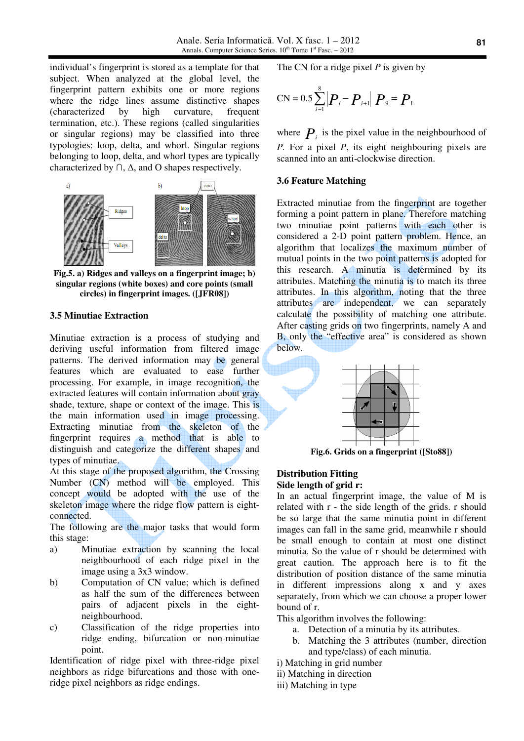individual's fingerprint is stored as a template for that subject. When analyzed at the global level, the fingerprint pattern exhibits one or more regions where the ridge lines assume distinctive shapes (characterized by high curvature, frequent termination, etc.). These regions (called singularities or singular regions) may be classified into three typologies: loop, delta, and whorl. Singular regions belonging to loop, delta, and whorl types are typically characterized by ∩, Δ, and O shapes respectively.

**Fig.5. a) Ridges and valleys on a fingerprint image; b) singular regions (white boxes) and core points (small circles) in fingerprint images. ([JFR08])**

### 3.5 Minutiae Extraction

Minutiae extraction is a process of studying and deriving useful information from filtered image patterns. The derived information may be general features which are evaluated to ease further processing. For example, in image recognition, the extracted features will contain information about gray shade, texture, shape or context of the image. This is the main information used in image processing. Extracting minutiae from the skeleton of the fingerprint requires a method that is able to distinguish and categorize the different shapes and types of minutiae.

At this stage of the proposed algorithm, the Crossing Number (CN) method will be employed. This concept would be adopted with the use of the skeleton image where the ridge flow pattern is eight-connected.

The following are the major tasks that would form this stage:

a) Minutiae extraction by scanning the local neighbourhood of each ridge pixel in the image using a 3x3 window.

b) Computation of CN value; which is defined as half the sum of the differences between pairs of adjacent pixels in the eight-neighbourhood.

c) Classification of the ridge properties into ridge ending, bifurcation or non-minutiae point.

Identification of ridge pixel with three-ridge pixel neighbors as ridge bifurcations and those with one-ridge pixel neighbors as ridge endings.

The CN for a ridge pixel $P$ is given by

$$CN = 0.5\sum_{i=1}^{8}\left|P_i - P_{i+1}\right| \quad P_9 = P_1$$

where $P_i$ is the pixel value in the neighbourhood of $P$. For a pixel $P$, its eight neighbouring pixels are scanned into an anti-clockwise direction.

### 3.6 Feature Matching

Extracted minutiae from the fingerprint are together forming a point pattern in plane. Therefore matching two minutiae point patterns with each other is considered a 2-D point pattern problem. Hence, an algorithm that localizes the maximum number of mutual points in the two point patterns is adopted for this research. A minutia is determined by its attributes. Matching the minutia is to match its three attributes. In this algorithm, noting that the three attributes are independent, we can separately calculate the possibility of matching one attribute. After casting grids on two fingerprints, namely A and B, only the "effective area" is considered as shown below.

**Fig.6. Grids on a fingerprint ([Sto88])**

**Distribution Fitting**

**Side length of grid r:**

In an actual fingerprint image, the value of M is related with r - the side length of the grids. r should be so large that the same minutia point in different images can fall in the same grid, meanwhile r should be small enough to contain at most one distinct minutia. So the value of r should be determined with great caution. The approach here is to fit the distribution of position distance of the same minutia in different impressions along x and y axes separately, from which we can choose a proper lower bound of r.

This algorithm involves the following:

a. Detection of a minutia by its attributes.

b. Matching the 3 attributes (number, direction and type/class) of each minutia.

i) Matching in grid number

ii) Matching in direction

iii) Matching in type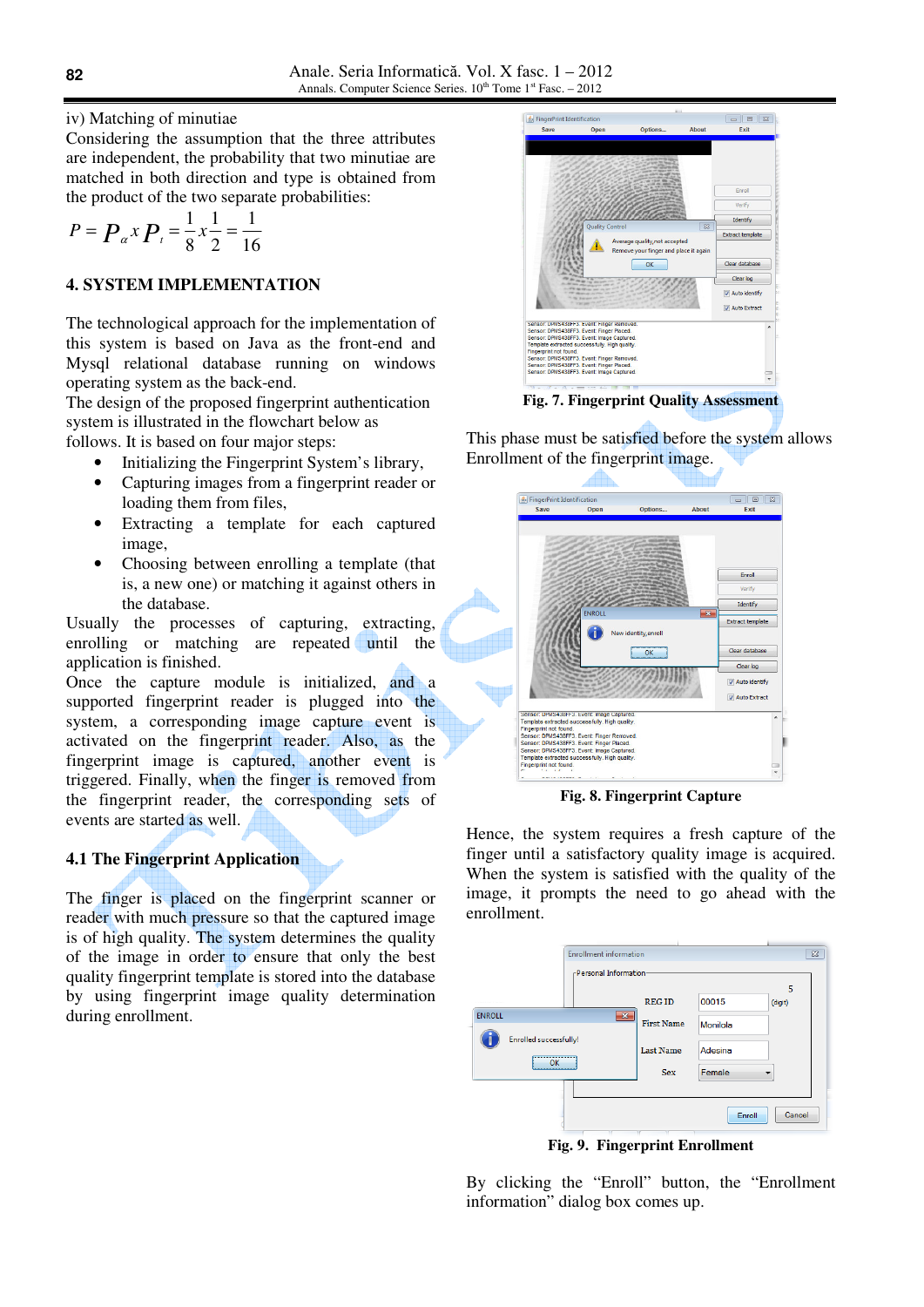iv) Matching of minutiae

Considering the assumption that the three attributes are independent, the probability that two minutiae are matched in both direction and type is obtained from the product of the two separate probabilities:

$$P = P_{\alpha} x P_{t} = \frac{1}{8} x \frac{1}{2} = \frac{1}{16}$$

## 4. SYSTEM IMPLEMENTATION

The technological approach for the implementation of this system is based on Java as the front-end and Mysql relational database running on windows operating system as the back-end.

The design of the proposed fingerprint authentication system is illustrated in the flowchart below as follows. It is based on four major steps:

- Initializing the Fingerprint System's library,
- Capturing images from a fingerprint reader or loading them from files,
- Extracting a template for each captured image,
- Choosing between enrolling a template (that is, a new one) or matching it against others in the database.

Usually the processes of capturing, extracting, enrolling or matching are repeated until the application is finished.

Once the capture module is initialized, and a supported fingerprint reader is plugged into the system, a corresponding image capture event is activated on the fingerprint reader. Also, as the fingerprint image is captured, another event is triggered. Finally, when the finger is removed from the fingerprint reader, the corresponding sets of events are started as well.

### 4.1 The Fingerprint Application

The finger is placed on the fingerprint scanner or reader with much pressure so that the captured image is of high quality. The system determines the quality of the image in order to ensure that only the best quality fingerprint template is stored into the database by using fingerprint image quality determination during enrollment.

**Fig. 7. Fingerprint Quality Assessment**

This phase must be satisfied before the system allows Enrollment of the fingerprint image.

**Fig. 8. Fingerprint Capture**

Hence, the system requires a fresh capture of the finger until a satisfactory quality image is acquired. When the system is satisfied with the quality of the image, it prompts the need to go ahead with the enrollment.

**Fig. 9. Fingerprint Enrollment**

By clicking the "Enroll" button, the "Enrollment information" dialog box comes up.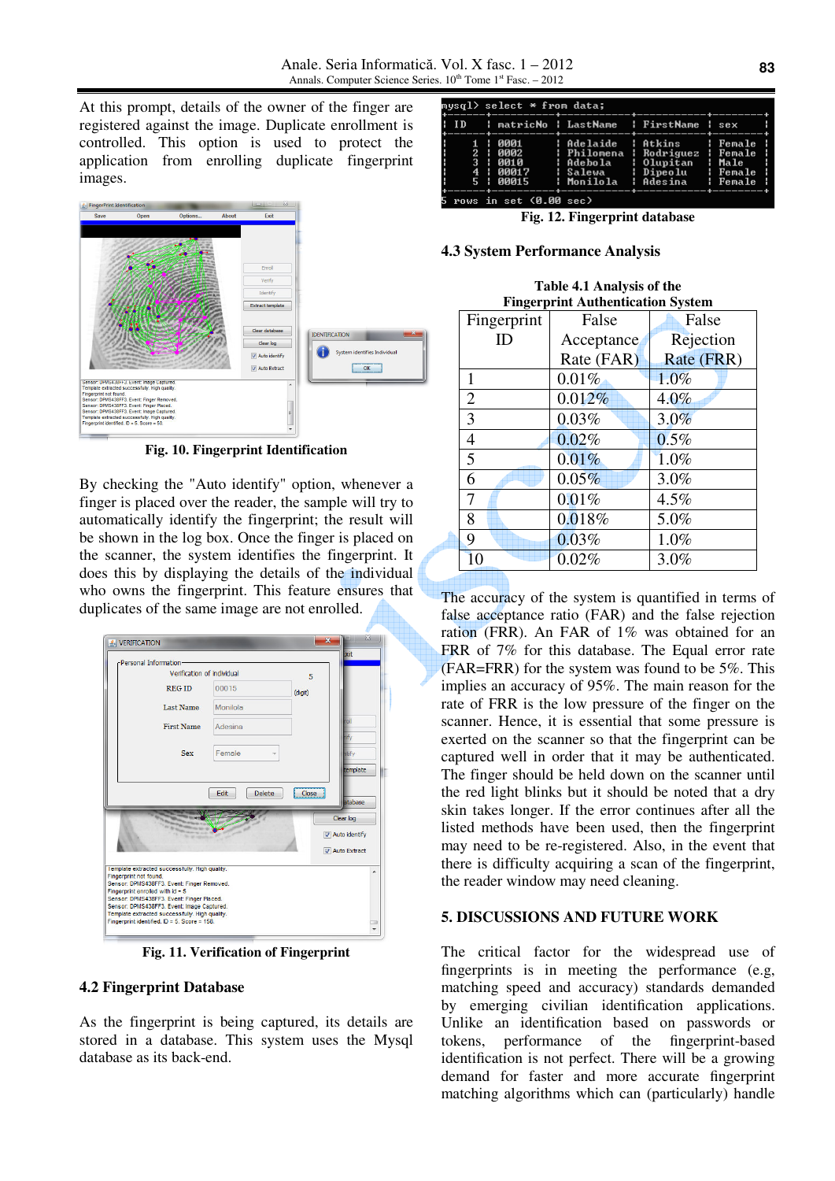At this prompt, details of the owner of the finger are registered against the image. Duplicate enrollment is controlled. This option is used to protect the application from enrolling duplicate fingerprint images.

Fig. 10. Fingerprint Identification

By checking the "Auto identify" option, whenever a finger is placed over the reader, the sample will try to automatically identify the fingerprint; the result will be shown in the log box. Once the finger is placed on the scanner, the system identifies the fingerprint. It does this by displaying the details of the individual who owns the fingerprint. This feature ensures that duplicates of the same image are not enrolled.

Fig. 11. Verification of Fingerprint

## 4.2 Fingerprint Database

As the fingerprint is being captured, its details are stored in a database. This system uses the Mysql database as its back-end.

```
mysql> select * from data;
+----+----------+-----------+-----------+--------+
| ID | matricNo | LastName  | FirstName | sex    |
+----+----------+-----------+-----------+--------+
|  1 | 0001     | Adelaide  | Atkins    | Female |
|  2 | 0002     | Philomena | Rodriguez | Female |
|  3 | 0010     | Adebola   | Olupitan  | Male   |
|  4 | 00017    | Salewa    | Dipeolu   | Female |
|  5 | 00015    | Monilola  | Adesina   | Female |
+----+----------+-----------+-----------+--------+
5 rows in set (0.00 sec)
```

Fig. 12. Fingerprint database

## 4.3 System Performance Analysis

**Table 4.1 Analysis of the Fingerprint Authentication System**

| Fingerprint ID | False Acceptance Rate (FAR) | False Rejection Rate (FRR) |
|---|---|---|
| 1 | 0.01% | 1.0% |
| 2 | 0.012% | 4.0% |
| 3 | 0.03% | 3.0% |
| 4 | 0.02% | 0.5% |
| 5 | 0.01% | 1.0% |
| 6 | 0.05% | 3.0% |
| 7 | 0.01% | 4.5% |
| 8 | 0.018% | 5.0% |
| 9 | 0.03% | 1.0% |
| 10 | 0.02% | 3.0% |

The accuracy of the system is quantified in terms of false acceptance ratio (FAR) and the false rejection ration (FRR). An FAR of 1% was obtained for an FRR of 7% for this database. The Equal error rate (FAR=FRR) for the system was found to be 5%. This implies an accuracy of 95%. The main reason for the rate of FRR is the low pressure of the finger on the scanner. Hence, it is essential that some pressure is exerted on the scanner so that the fingerprint can be captured well in order that it may be authenticated. The finger should be held down on the scanner until the red light blinks but it should be noted that a dry skin takes longer. If the error continues after all the listed methods have been used, then the fingerprint may need to be re-registered. Also, in the event that there is difficulty acquiring a scan of the fingerprint, the reader window may need cleaning.

## 5. DISCUSSIONS AND FUTURE WORK

The critical factor for the widespread use of fingerprints is in meeting the performance (e.g, matching speed and accuracy) standards demanded by emerging civilian identification applications. Unlike an identification based on passwords or tokens, performance of the fingerprint-based identification is not perfect. There will be a growing demand for faster and more accurate fingerprint matching algorithms which can (particularly) handle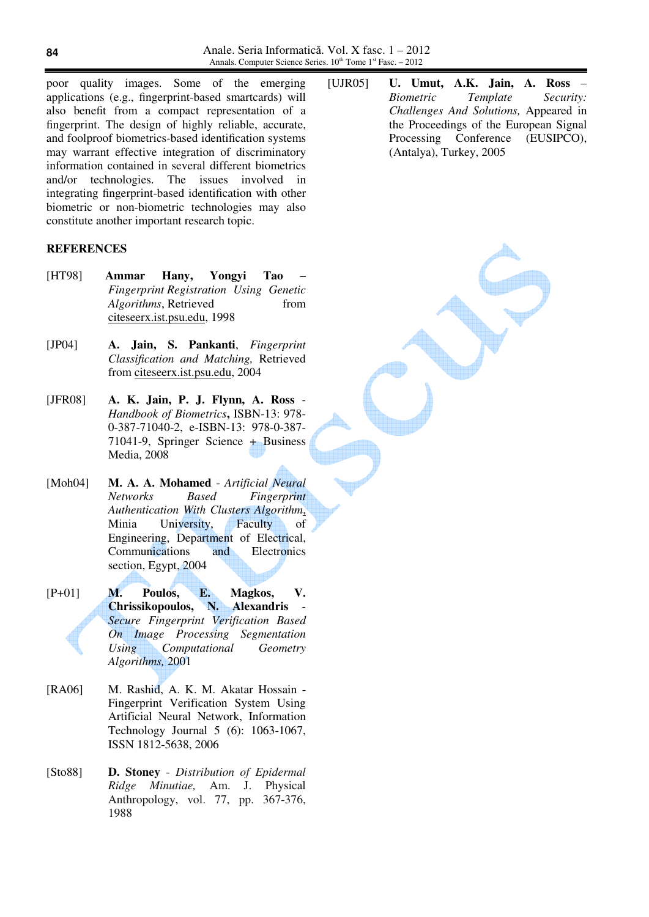poor quality images. Some of the emerging applications (e.g., fingerprint-based smartcards) will also benefit from a compact representation of a fingerprint. The design of highly reliable, accurate, and foolproof biometrics-based identification systems may warrant effective integration of discriminatory information contained in several different biometrics and/or technologies. The issues involved in integrating fingerprint-based identification with other biometric or non-biometric technologies may also constitute another important research topic.

## REFERENCES

[HT98] **Ammar Hany, Yongyi Tao** – *Fingerprint Registration Using Genetic Algorithms*, Retrieved from citeseerx.ist.psu.edu, 1998

[JP04] **A. Jain, S. Pankanti**, *Fingerprint Classification and Matching,* Retrieved from citeseerx.ist.psu.edu, 2004

[JFR08] **A. K. Jain, P. J. Flynn, A. Ross** - *Handbook of Biometrics***,** ISBN-13: 978-0-387-71040-2, e-ISBN-13: 978-0-387-71041-9, Springer Science + Business Media, 2008

[Moh04] **M. A. A. Mohamed** - *Artificial Neural Networks Based Fingerprint Authentication With Clusters Algorithm*, Minia University, Faculty of Engineering, Department of Electrical, Communications and Electronics section, Egypt, 2004

[P+01] **M. Poulos, E. Magkos, V. Chrissikopoulos, N. Alexandris** - *Secure Fingerprint Verification Based On Image Processing Segmentation Using Computational Geometry Algorithms,* 2001

[RA06] M. Rashid, A. K. M. Akatar Hossain - Fingerprint Verification System Using Artificial Neural Network, Information Technology Journal 5 (6): 1063-1067, ISSN 1812-5638, 2006

[Sto88] **D. Stoney** - *Distribution of Epidermal Ridge Minutiae,* Am. J. Physical Anthropology, vol. 77, pp. 367-376, 1988

[UJR05] **U. Umut, A.K. Jain, A. Ross** – *Biometric Template Security: Challenges And Solutions,* Appeared in the Proceedings of the European Signal Processing Conference (EUSIPCO), (Antalya), Turkey, 2005